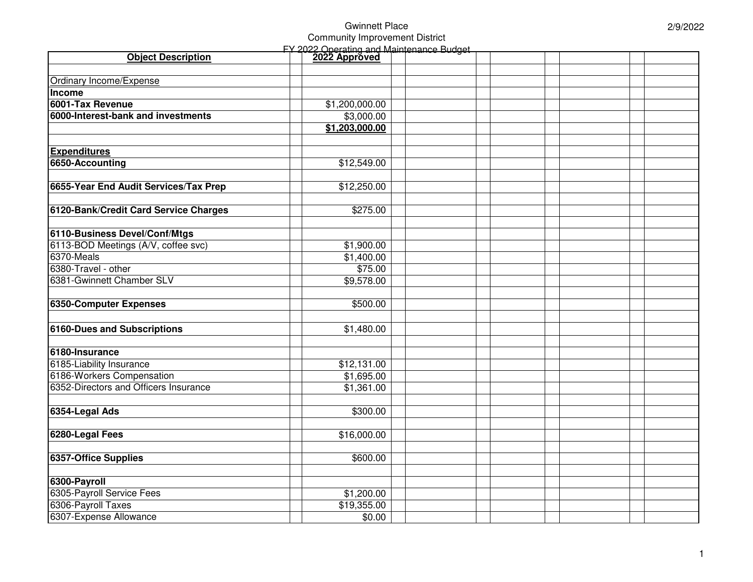Gwinnett Place
Community Improvement District
FY 2022 Operating and Maintenance Budget

2/9/2022

| Object Description | 2022 Approved |
|---|---|
| | |
| Ordinary Income/Expense | |
| **Income** | |
| **6001-Tax Revenue** | $1,200,000.00 |
| **6000-Interest-bank and investments** | $3,000.00 |
| | **$1,203,000.00** |
| | |
| **Expenditures** | |
| **6650-Accounting** | $12,549.00 |
| | |
| **6655-Year End Audit Services/Tax Prep** | $12,250.00 |
| | |
| **6120-Bank/Credit Card Service Charges** | $275.00 |
| | |
| **6110-Business Devel/Conf/Mtgs** | |
| 6113-BOD Meetings (A/V, coffee svc) | $1,900.00 |
| 6370-Meals | $1,400.00 |
| 6380-Travel - other | $75.00 |
| 6381-Gwinnett Chamber SLV | $9,578.00 |
| | |
| **6350-Computer Expenses** | $500.00 |
| | |
| **6160-Dues and Subscriptions** | $1,480.00 |
| | |
| **6180-Insurance** | |
| 6185-Liability Insurance | $12,131.00 |
| 6186-Workers Compensation | $1,695.00 |
| 6352-Directors and Officers Insurance | $1,361.00 |
| | |
| **6354-Legal Ads** | $300.00 |
| | |
| **6280-Legal Fees** | $16,000.00 |
| | |
| **6357-Office Supplies** | $600.00 |
| | |
| **6300-Payroll** | |
| 6305-Payroll Service Fees | $1,200.00 |
| 6306-Payroll Taxes | $19,355.00 |
| 6307-Expense Allowance | $0.00 |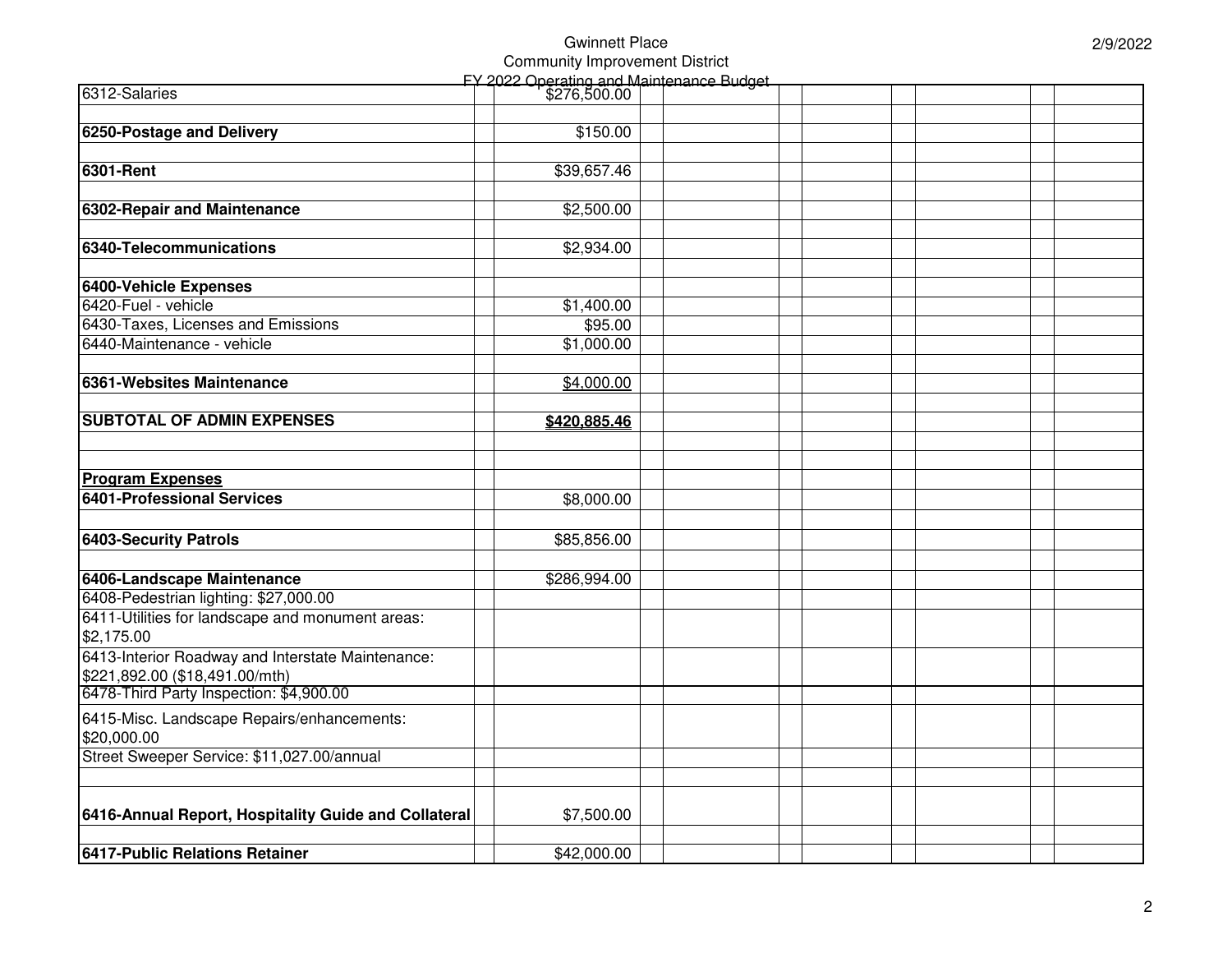Gwinnett Place
Community Improvement District
FY 2022 Operating and Maintenance Budget

| | | | | | | | | | | | |
|---|---|---|---|---|---|---|---|---|---|---|---|
| 6312-Salaries | | $276,500.00 | | | | | | | | | |
| | | | | | | | | | | | |
| **6250-Postage and Delivery** | | $150.00 | | | | | | | | | |
| | | | | | | | | | | | |
| **6301-Rent** | | $39,657.46 | | | | | | | | | |
| | | | | | | | | | | | |
| **6302-Repair and Maintenance** | | $2,500.00 | | | | | | | | | |
| | | | | | | | | | | | |
| **6340-Telecommunications** | | $2,934.00 | | | | | | | | | |
| | | | | | | | | | | | |
| **6400-Vehicle Expenses** | | | | | | | | | | | |
| 6420-Fuel - vehicle | | $1,400.00 | | | | | | | | | |
| 6430-Taxes, Licenses and Emissions | | $95.00 | | | | | | | | | |
| 6440-Maintenance - vehicle | | $1,000.00 | | | | | | | | | |
| | | | | | | | | | | | |
| **6361-Websites Maintenance** | | $4,000.00 | | | | | | | | | |
| | | | | | | | | | | | |
| **SUBTOTAL OF ADMIN EXPENSES** | | **$420,885.46** | | | | | | | | | |
| | | | | | | | | | | | |
| | | | | | | | | | | | |
| **Program Expenses** | | | | | | | | | | | |
| **6401-Professional Services** | | $8,000.00 | | | | | | | | | |
| | | | | | | | | | | | |
| **6403-Security Patrols** | | $85,856.00 | | | | | | | | | |
| | | | | | | | | | | | |
| **6406-Landscape Maintenance** | | $286,994.00 | | | | | | | | | |
| 6408-Pedestrian lighting: $27,000.00 | | | | | | | | | | | |
| 6411-Utilities for landscape and monument areas: $2,175.00 | | | | | | | | | | | |
| 6413-Interior Roadway and Interstate Maintenance: $221,892.00 ($18,491.00/mth) | | | | | | | | | | | |
| 6478-Third Party Inspection: $4,900.00 | | | | | | | | | | | |
| 6415-Misc. Landscape Repairs/enhancements: $20,000.00 | | | | | | | | | | | |
| Street Sweeper Service: $11,027.00/annual | | | | | | | | | | | |
| | | | | | | | | | | | |
| **6416-Annual Report, Hospitality Guide and Collateral** | | $7,500.00 | | | | | | | | | |
| | | | | | | | | | | | |
| **6417-Public Relations Retainer** | | $42,000.00 | | | | | | | | | |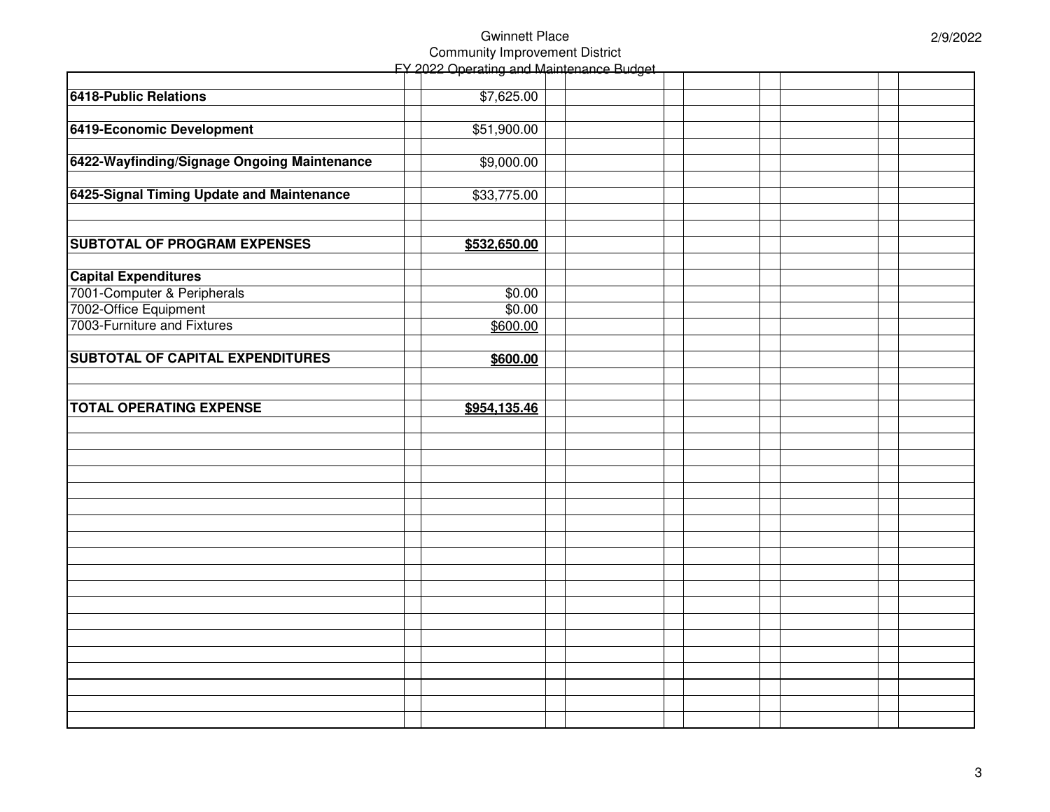Gwinnett Place
Community Improvement District
FY 2022 Operating and Maintenance Budget

| Item | Amount |
|---|---|
| **6418-Public Relations** | $7,625.00 |
| **6419-Economic Development** | $51,900.00 |
| **6422-Wayfinding/Signage Ongoing Maintenance** | $9,000.00 |
| **6425-Signal Timing Update and Maintenance** | $33,775.00 |
| | |
| **SUBTOTAL OF PROGRAM EXPENSES** | **$532,650.00** |
| | |
| **Capital Expenditures** | |
| 7001-Computer & Peripherals | $0.00 |
| 7002-Office Equipment | $0.00 |
| 7003-Furniture and Fixtures | $600.00 |
| | |
| **SUBTOTAL OF CAPITAL EXPENDITURES** | **$600.00** |
| | |
| **TOTAL OPERATING EXPENSE** | **$954,135.46** |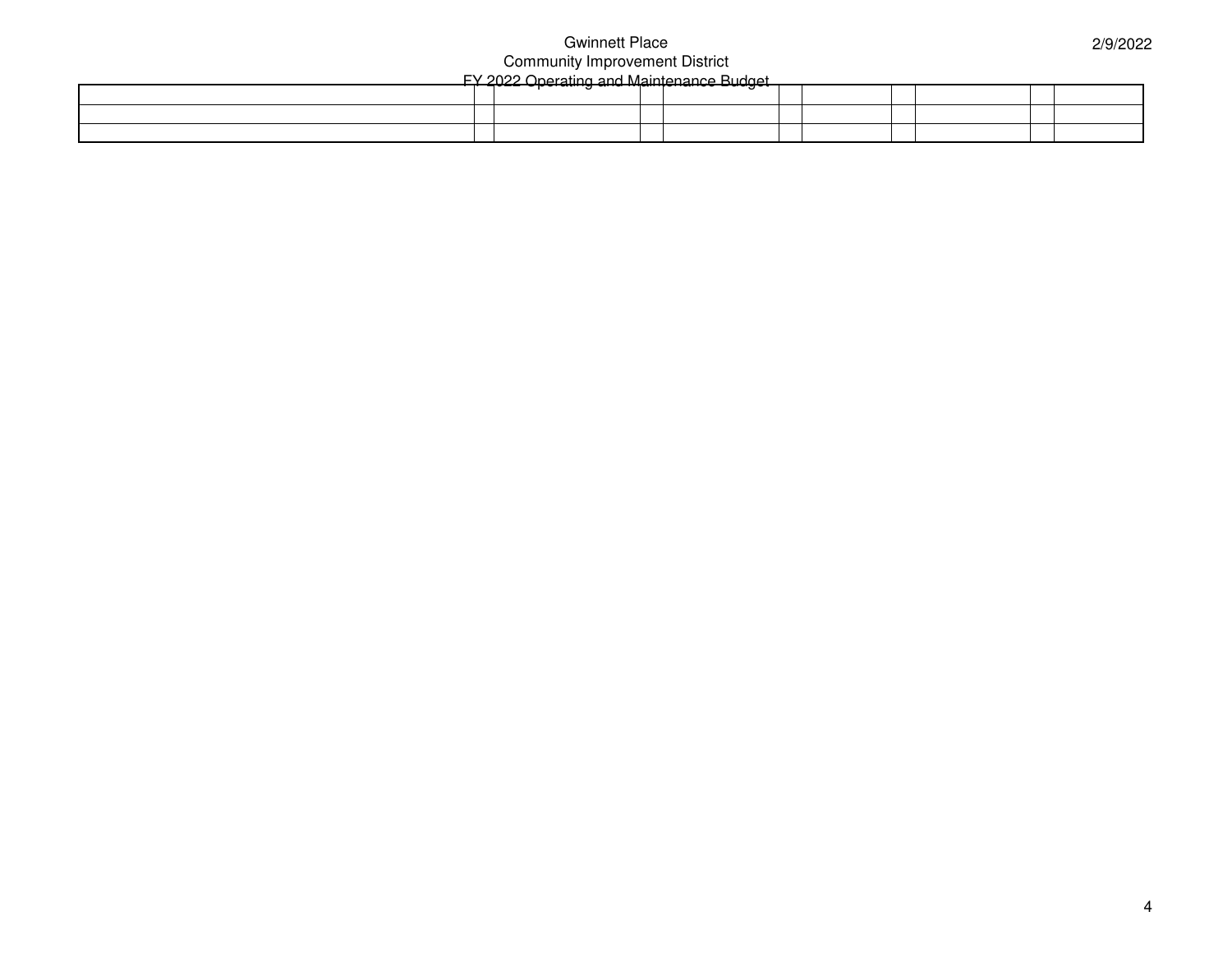Gwinnett Place
Community Improvement District
FY 2022 Operating and Maintenance Budget

2/9/2022

| | | | | | | | | | | |
|---|---|---|---|---|---|---|---|---|---|---|
| | | | | | | | | | | |
| | | | | | | | | | | |
| | | | | | | | | | | |